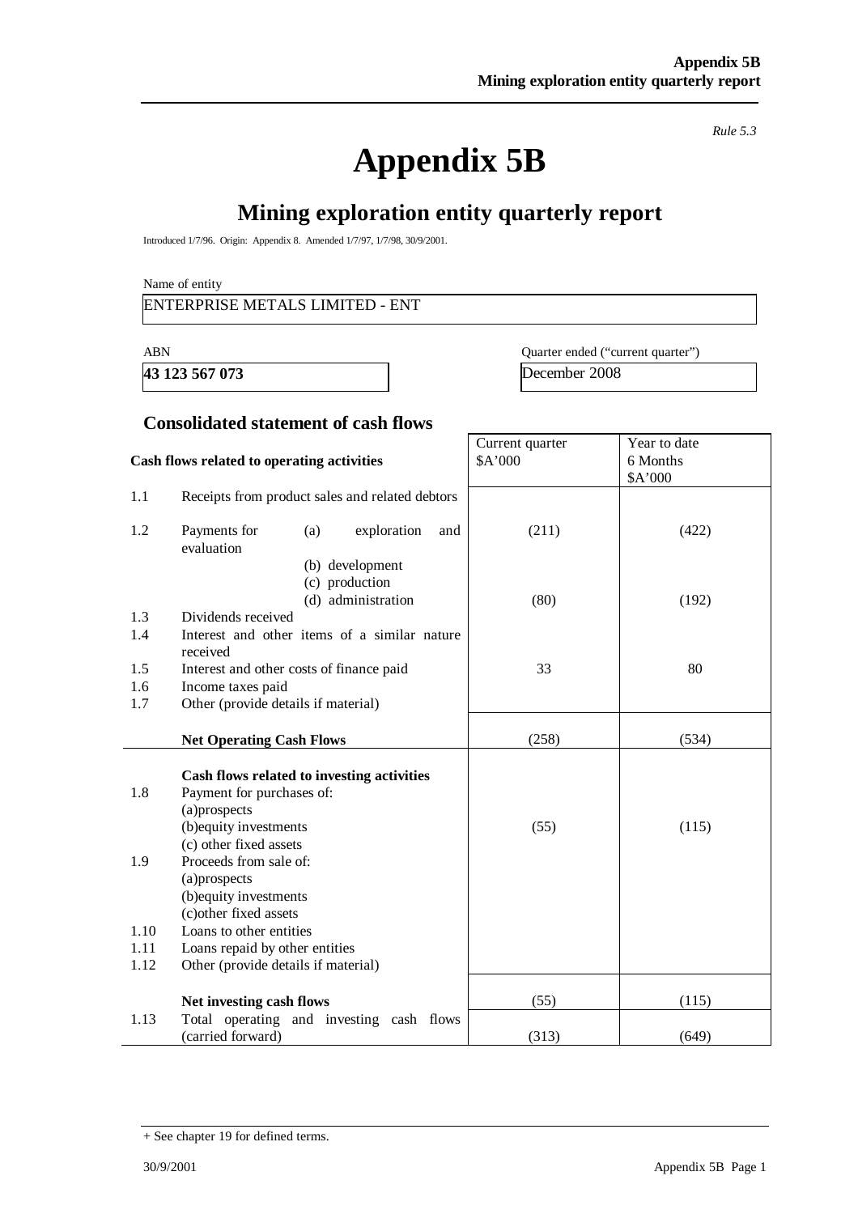*Rule 5.3*

# Appendix 5B

## Mining exploration entity quarterly report

Introduced 1/7/96. Origin: Appendix 8. Amended 1/7/97, 1/7/98, 30/9/2001.

Name of entity

ENTERPRISE METALS LIMITED - ENT

| ABN | Quarter ended ("current quarter") |
|---|---|
| **43 123 567 073** | December 2008 |

### Consolidated statement of cash flows

| | **Cash flows related to operating activities** | Current quarter $A'000 | Year to date 6 Months $A'000 |
|---|---|---|---|
| 1.1 | Receipts from product sales and related debtors | | |
| 1.2 | Payments for (a) exploration and evaluation | (211) | (422) |
| | (b) development | | |
| | (c) production | | |
| | (d) administration | (80) | (192) |
| 1.3 | Dividends received | | |
| 1.4 | Interest and other items of a similar nature received | | |
| 1.5 | Interest and other costs of finance paid | 33 | 80 |
| 1.6 | Income taxes paid | | |
| 1.7 | Other (provide details if material) | | |
| | **Net Operating Cash Flows** | (258) | (534) |
| | **Cash flows related to investing activities** | | |
| 1.8 | Payment for purchases of: (a)prospects | | |
| | (b)equity investments | (55) | (115) |
| | (c) other fixed assets | | |
| 1.9 | Proceeds from sale of: (a)prospects | | |
| | (b)equity investments | | |
| | (c)other fixed assets | | |
| 1.10 | Loans to other entities | | |
| 1.11 | Loans repaid by other entities | | |
| 1.12 | Other (provide details if material) | | |
| | **Net investing cash flows** | (55) | (115) |
| 1.13 | Total operating and investing cash flows (carried forward) | (313) | (649) |

+ See chapter 19 for defined terms.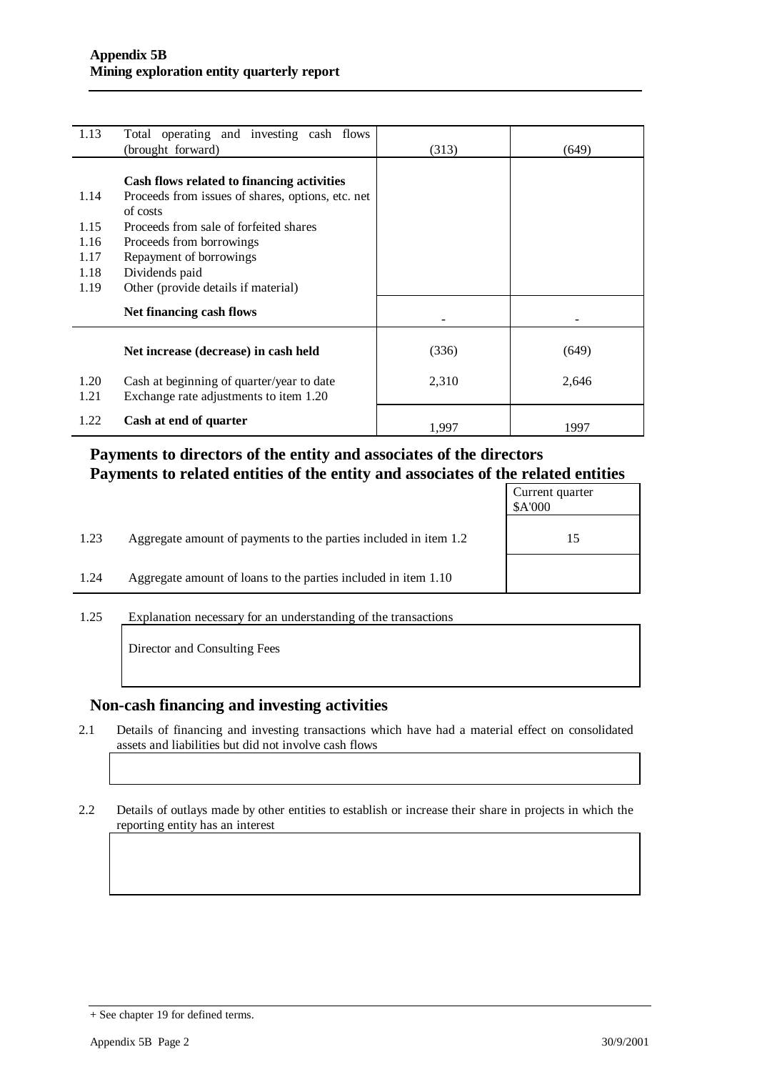| | | | |
|---|---|---|---|
| 1.13 | Total operating and investing cash flows (brought forward) | (313) | (649) |
| | **Cash flows related to financing activities** | | |
| 1.14 | Proceeds from issues of shares, options, etc. net of costs | | |
| 1.15 | Proceeds from sale of forfeited shares | | |
| 1.16 | Proceeds from borrowings | | |
| 1.17 | Repayment of borrowings | | |
| 1.18 | Dividends paid | | |
| 1.19 | Other (provide details if material) | | |
| | **Net financing cash flows** | - | - |
| | **Net increase (decrease) in cash held** | (336) | (649) |
| 1.20 | Cash at beginning of quarter/year to date | 2,310 | 2,646 |
| 1.21 | Exchange rate adjustments to item 1.20 | | |
| 1.22 | **Cash at end of quarter** | 1,997 | 1997 |

## Payments to directors of the entity and associates of the directors
## Payments to related entities of the entity and associates of the related entities

| | | Current quarter $A'000 |
|---|---|---|
| 1.23 | Aggregate amount of payments to the parties included in item 1.2 | 15 |
| 1.24 | Aggregate amount of loans to the parties included in item 1.10 | |

1.25 Explanation necessary for an understanding of the transactions

Director and Consulting Fees

## Non-cash financing and investing activities

2.1 Details of financing and investing transactions which have had a material effect on consolidated assets and liabilities but did not involve cash flows

2.2 Details of outlays made by other entities to establish or increase their share in projects in which the reporting entity has an interest

+ See chapter 19 for defined terms.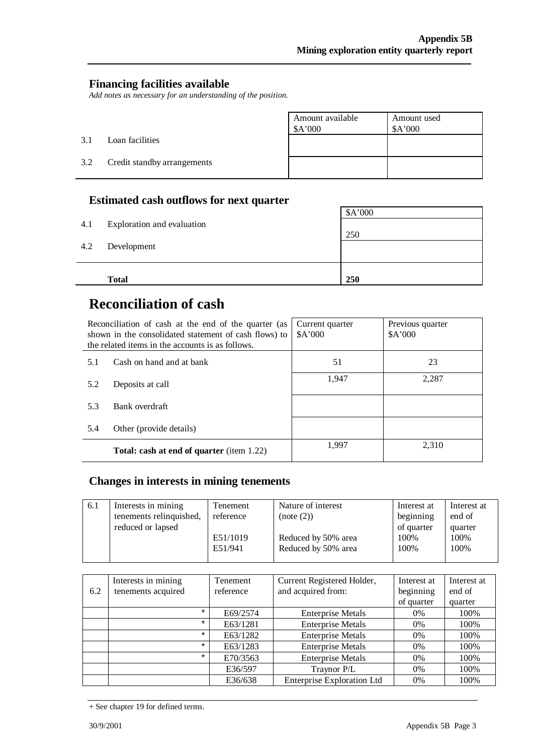## Financing facilities available

*Add notes as necessary for an understanding of the position.*

| | | Amount available $A'000 | Amount used $A'000 |
|---|---|---|---|
| 3.1 | Loan facilities | | |
| 3.2 | Credit standby arrangements | | |

## Estimated cash outflows for next quarter

| | | $A'000 |
|---|---|---|
| 4.1 | Exploration and evaluation | 250 |
| 4.2 | Development | |
| | **Total** | **250** |

# Reconciliation of cash

| Reconciliation of cash at the end of the quarter (as shown in the consolidated statement of cash flows) to the related items in the accounts is as follows. | | Current quarter $A'000 | Previous quarter $A'000 |
|---|---|---|---|
| 5.1 | Cash on hand and at bank | 51 | 23 |
| 5.2 | Deposits at call | 1,947 | 2,287 |
| 5.3 | Bank overdraft | | |
| 5.4 | Other (provide details) | | |
| | **Total: cash at end of quarter** (item 1.22) | 1,997 | 2,310 |

## Changes in interests in mining tenements

| | | Tenement reference | Nature of interest (note (2)) | Interest at beginning of quarter | Interest at end of quarter |
|---|---|---|---|---|---|
| 6.1 | Interests in mining tenements relinquished, reduced or lapsed | E51/1019 | Reduced by 50% area | 100% | 100% |
| | | E51/941 | Reduced by 50% area | 100% | 100% |

| | | Tenement reference | Current Registered Holder, and acquired from: | Interest at beginning of quarter | Interest at end of quarter |
|---|---|---|---|---|---|
| 6.2 | Interests in mining tenements acquired | | | | |
| | * | E69/2574 | Enterprise Metals | 0% | 100% |
| | * | E63/1281 | Enterprise Metals | 0% | 100% |
| | * | E63/1282 | Enterprise Metals | 0% | 100% |
| | * | E63/1283 | Enterprise Metals | 0% | 100% |
| | * | E70/3563 | Enterprise Metals | 0% | 100% |
| | | E36/597 | Traynor P/L | 0% | 100% |
| | | E36/638 | Enterprise Exploration Ltd | 0% | 100% |

+ See chapter 19 for defined terms.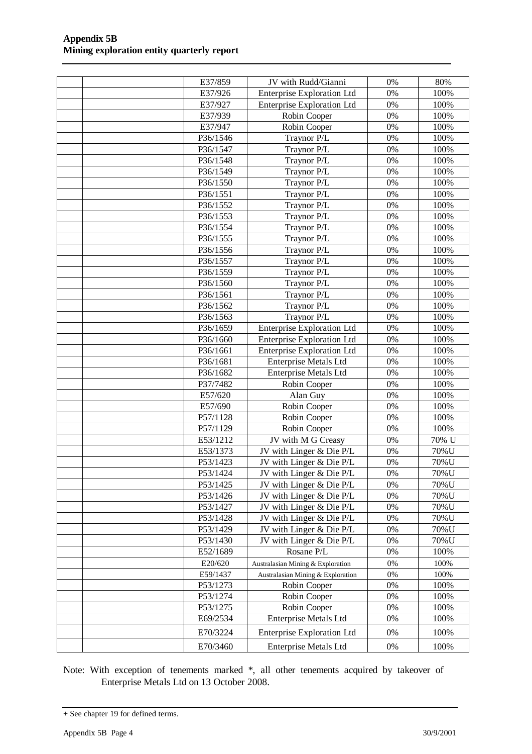| | | E37/859 | JV with Rudd/Gianni | 0% | 80% |
|---|---|---|---|---|---|
| | | E37/926 | Enterprise Exploration Ltd | 0% | 100% |
| | | E37/927 | Enterprise Exploration Ltd | 0% | 100% |
| | | E37/939 | Robin Cooper | 0% | 100% |
| | | E37/947 | Robin Cooper | 0% | 100% |
| | | P36/1546 | Traynor P/L | 0% | 100% |
| | | P36/1547 | Traynor P/L | 0% | 100% |
| | | P36/1548 | Traynor P/L | 0% | 100% |
| | | P36/1549 | Traynor P/L | 0% | 100% |
| | | P36/1550 | Traynor P/L | 0% | 100% |
| | | P36/1551 | Traynor P/L | 0% | 100% |
| | | P36/1552 | Traynor P/L | 0% | 100% |
| | | P36/1553 | Traynor P/L | 0% | 100% |
| | | P36/1554 | Traynor P/L | 0% | 100% |
| | | P36/1555 | Traynor P/L | 0% | 100% |
| | | P36/1556 | Traynor P/L | 0% | 100% |
| | | P36/1557 | Traynor P/L | 0% | 100% |
| | | P36/1559 | Traynor P/L | 0% | 100% |
| | | P36/1560 | Traynor P/L | 0% | 100% |
| | | P36/1561 | Traynor P/L | 0% | 100% |
| | | P36/1562 | Traynor P/L | 0% | 100% |
| | | P36/1563 | Traynor P/L | 0% | 100% |
| | | P36/1659 | Enterprise Exploration Ltd | 0% | 100% |
| | | P36/1660 | Enterprise Exploration Ltd | 0% | 100% |
| | | P36/1661 | Enterprise Exploration Ltd | 0% | 100% |
| | | P36/1681 | Enterprise Metals Ltd | 0% | 100% |
| | | P36/1682 | Enterprise Metals Ltd | 0% | 100% |
| | | P37/7482 | Robin Cooper | 0% | 100% |
| | | E57/620 | Alan Guy | 0% | 100% |
| | | E57/690 | Robin Cooper | 0% | 100% |
| | | P57/1128 | Robin Cooper | 0% | 100% |
| | | P57/1129 | Robin Cooper | 0% | 100% |
| | | E53/1212 | JV with M G Creasy | 0% | 70% U |
| | | E53/1373 | JV with Linger & Die P/L | 0% | 70%U |
| | | P53/1423 | JV with Linger & Die P/L | 0% | 70%U |
| | | P53/1424 | JV with Linger & Die P/L | 0% | 70%U |
| | | P53/1425 | JV with Linger & Die P/L | 0% | 70%U |
| | | P53/1426 | JV with Linger & Die P/L | 0% | 70%U |
| | | P53/1427 | JV with Linger & Die P/L | 0% | 70%U |
| | | P53/1428 | JV with Linger & Die P/L | 0% | 70%U |
| | | P53/1429 | JV with Linger & Die P/L | 0% | 70%U |
| | | P53/1430 | JV with Linger & Die P/L | 0% | 70%U |
| | | E52/1689 | Rosane P/L | 0% | 100% |
| | | E20/620 | Australasian Mining & Exploration | 0% | 100% |
| | | E59/1437 | Australasian Mining & Exploration | 0% | 100% |
| | | P53/1273 | Robin Cooper | 0% | 100% |
| | | P53/1274 | Robin Cooper | 0% | 100% |
| | | P53/1275 | Robin Cooper | 0% | 100% |
| | | E69/2534 | Enterprise Metals Ltd | 0% | 100% |
| | | E70/3224 | Enterprise Exploration Ltd | 0% | 100% |
| | | E70/3460 | Enterprise Metals Ltd | 0% | 100% |

Note: With exception of tenements marked *, all other tenements acquired by takeover of Enterprise Metals Ltd on 13 October 2008.

+ See chapter 19 for defined terms.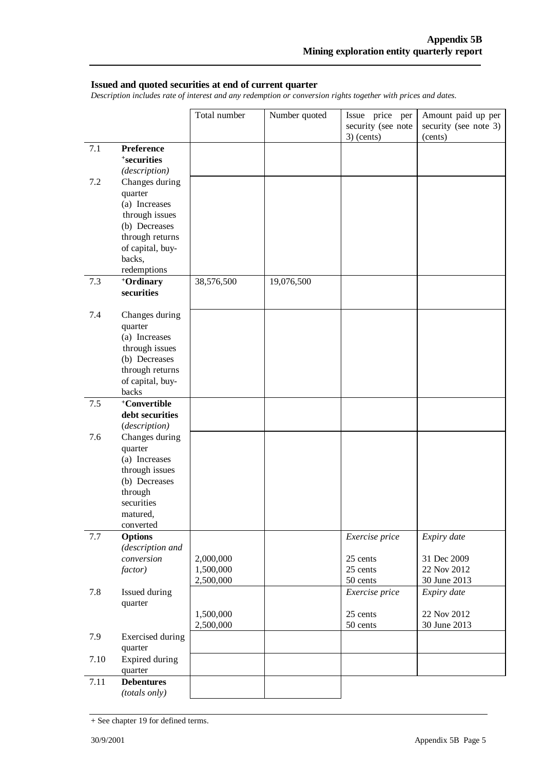## Issued and quoted securities at end of current quarter

*Description includes rate of interest and any redemption or conversion rights together with prices and dates.*

| | | Total number | Number quoted | Issue price per security (see note 3) (cents) | Amount paid up per security (see note 3) (cents) |
|---|---|---|---|---|---|
| 7.1 | **Preference +securities** *(description)* | | | | |
| 7.2 | Changes during quarter (a) Increases through issues (b) Decreases through returns of capital, buy-backs, redemptions | | | | |
| 7.3 | **+Ordinary securities** | 38,576,500 | 19,076,500 | | |
| 7.4 | Changes during quarter (a) Increases through issues (b) Decreases through returns of capital, buy-backs | | | | |
| 7.5 | **+Convertible debt securities** *(description)* | | | | |
| 7.6 | Changes during quarter (a) Increases through issues (b) Decreases through securities matured, converted | | | | |
| 7.7 | **Options** *(description and conversion factor)* | 2,000,000<br>1,500,000<br>2,500,000 | | *Exercise price*<br>25 cents<br>25 cents<br>50 cents | *Expiry date*<br>31 Dec 2009<br>22 Nov 2012<br>30 June 2013 |
| 7.8 | Issued during quarter | 1,500,000<br>2,500,000 | | *Exercise price*<br>25 cents<br>50 cents | *Expiry date*<br>22 Nov 2012<br>30 June 2013 |
| 7.9 | Exercised during quarter | | | | |
| 7.10 | Expired during quarter | | | | |
| 7.11 | **Debentures** *(totals only)* | | | | |

+ See chapter 19 for defined terms.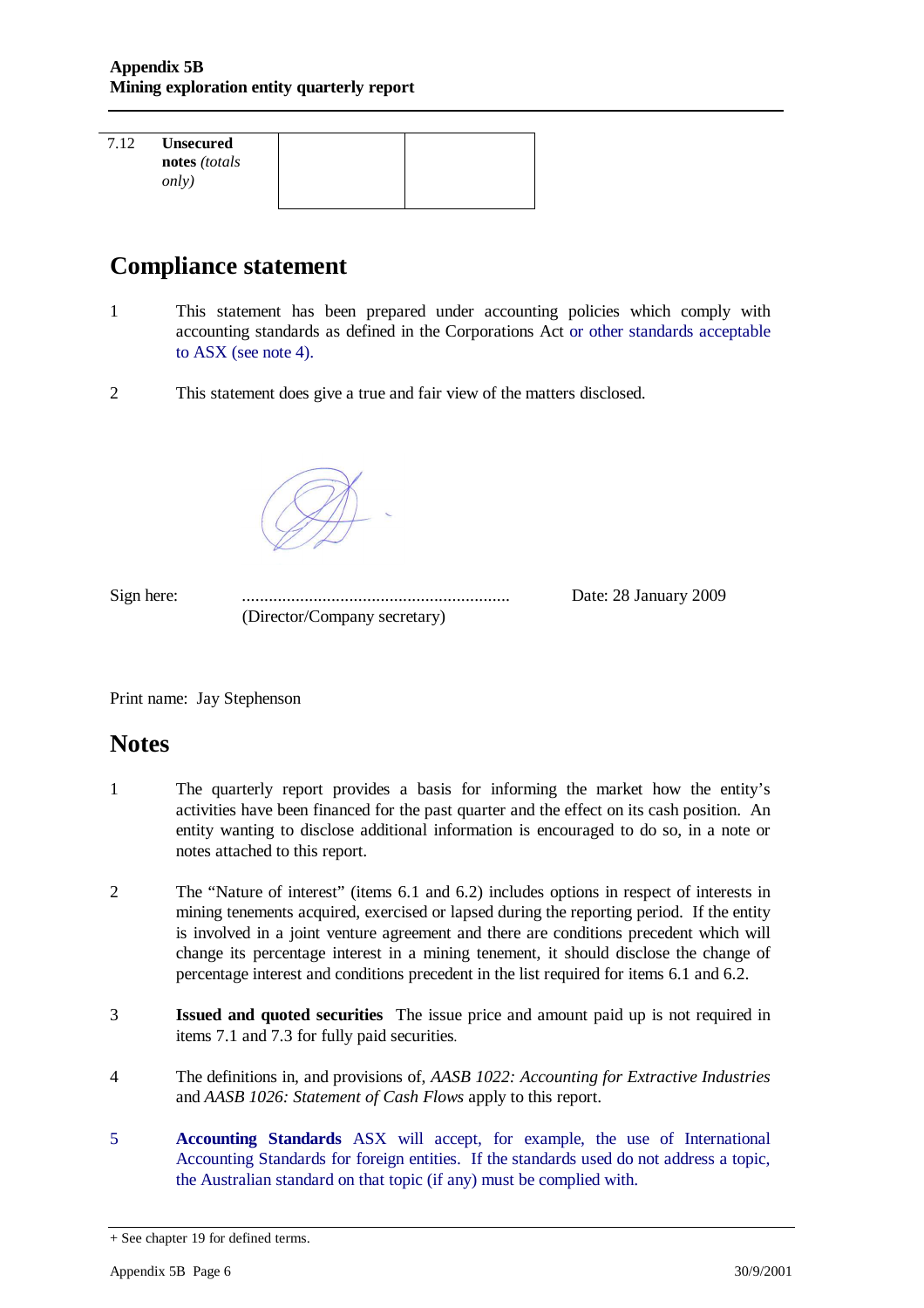| 7.12 | **Unsecured notes** *(totals only)* | | |
|---|---|---|---|

## Compliance statement

1 This statement has been prepared under accounting policies which comply with accounting standards as defined in the Corporations Act or other standards acceptable to ASX (see note 4).

2 This statement does give a true and fair view of the matters disclosed.

Sign here: ............................................................ Date: 28 January 2009
(Director/Company secretary)

Print name: Jay Stephenson

## Notes

1 The quarterly report provides a basis for informing the market how the entity's activities have been financed for the past quarter and the effect on its cash position. An entity wanting to disclose additional information is encouraged to do so, in a note or notes attached to this report.

2 The "Nature of interest" (items 6.1 and 6.2) includes options in respect of interests in mining tenements acquired, exercised or lapsed during the reporting period. If the entity is involved in a joint venture agreement and there are conditions precedent which will change its percentage interest in a mining tenement, it should disclose the change of percentage interest and conditions precedent in the list required for items 6.1 and 6.2.

3 **Issued and quoted securities** The issue price and amount paid up is not required in items 7.1 and 7.3 for fully paid securities.

4 The definitions in, and provisions of, *AASB 1022: Accounting for Extractive Industries* and *AASB 1026: Statement of Cash Flows* apply to this report.

5 **Accounting Standards** ASX will accept, for example, the use of International Accounting Standards for foreign entities. If the standards used do not address a topic, the Australian standard on that topic (if any) must be complied with.

+ See chapter 19 for defined terms.